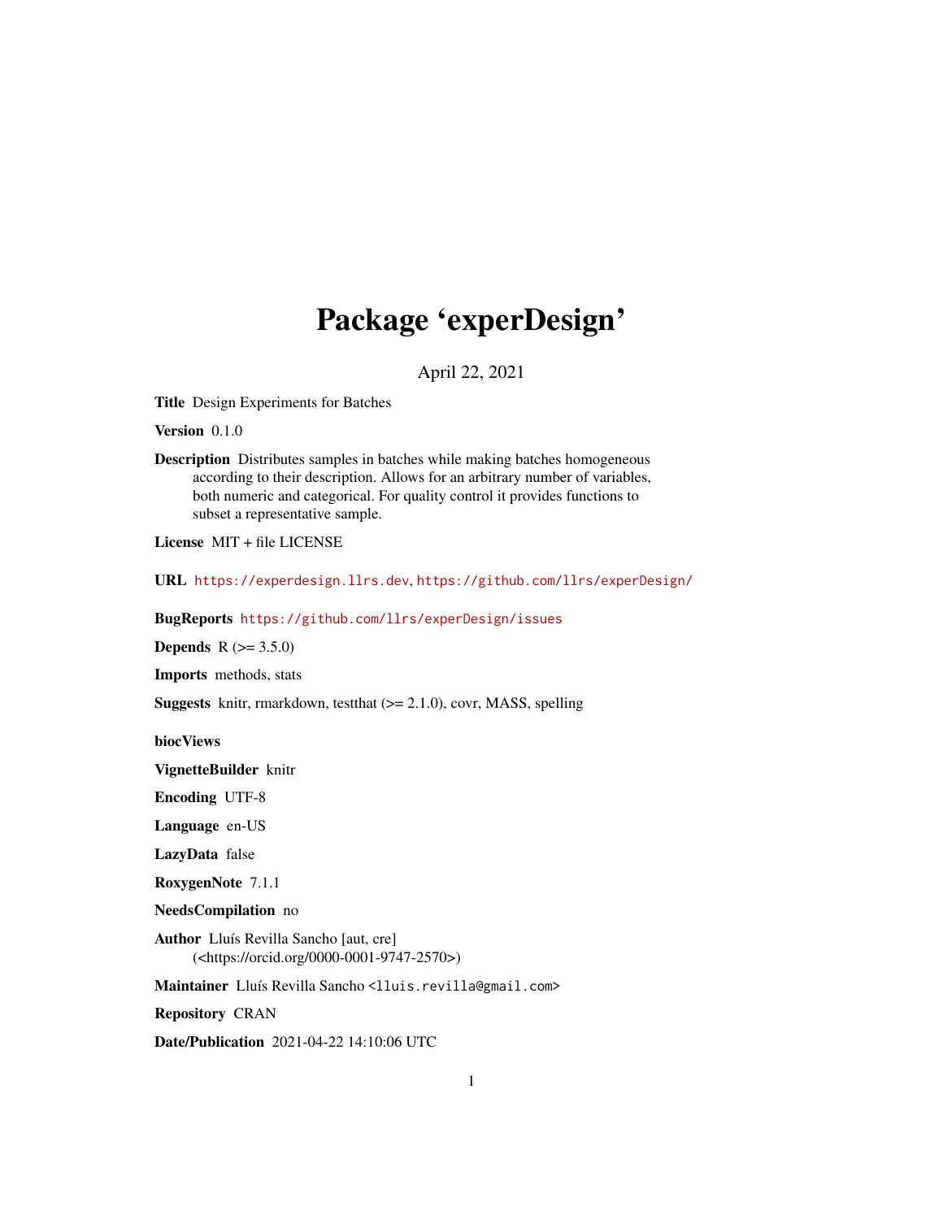# Package 'experDesign'

April 22, 2021

**Title** Design Experiments for Batches

**Version** 0.1.0

**Description** Distributes samples in batches while making batches homogeneous according to their description. Allows for an arbitrary number of variables, both numeric and categorical. For quality control it provides functions to subset a representative sample.

**License** MIT + file LICENSE

**URL** https://experdesign.llrs.dev, https://github.com/llrs/experDesign/

**BugReports** https://github.com/llrs/experDesign/issues

**Depends** R (>= 3.5.0)

**Imports** methods, stats

**Suggests** knitr, rmarkdown, testthat (>= 2.1.0), covr, MASS, spelling

**biocViews**

**VignetteBuilder** knitr

**Encoding** UTF-8

**Language** en-US

**LazyData** false

**RoxygenNote** 7.1.1

**NeedsCompilation** no

**Author** Lluís Revilla Sancho [aut, cre] (<https://orcid.org/0000-0001-9747-2570>)

**Maintainer** Lluís Revilla Sancho <lluis.revilla@gmail.com>

**Repository** CRAN

**Date/Publication** 2021-04-22 14:10:06 UTC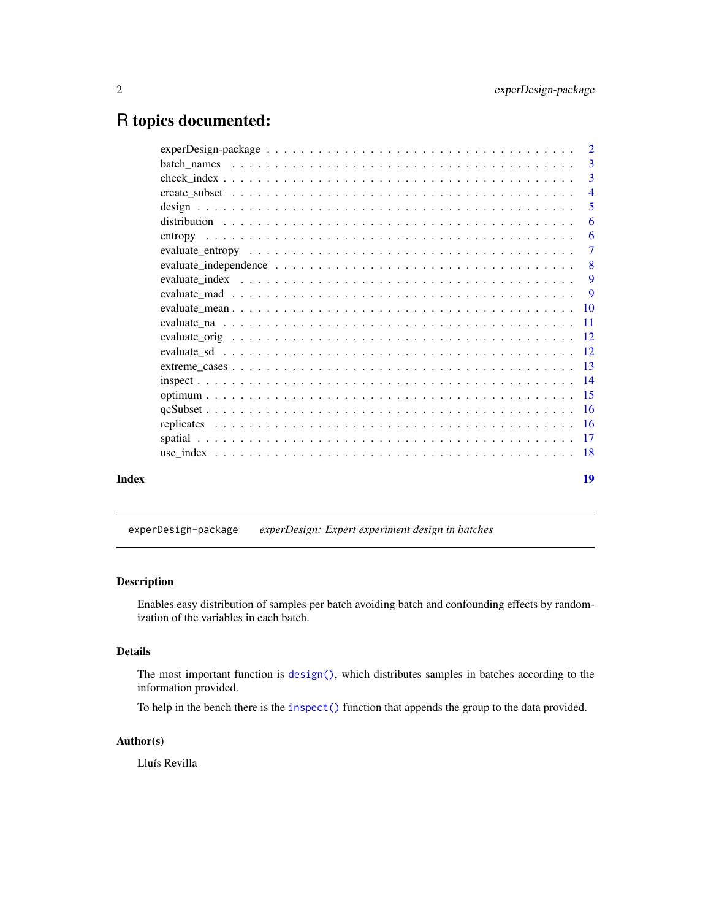# R topics documented:

| | |
|---|---|
| experDesign-package | 2 |
| batch_names | 3 |
| check_index | 3 |
| create_subset | 4 |
| design | 5 |
| distribution | 6 |
| entropy | 6 |
| evaluate_entropy | 7 |
| evaluate_independence | 8 |
| evaluate_index | 9 |
| evaluate_mad | 9 |
| evaluate_mean | 10 |
| evaluate_na | 11 |
| evaluate_orig | 12 |
| evaluate_sd | 12 |
| extreme_cases | 13 |
| inspect | 14 |
| optimum | 15 |
| qcSubset | 16 |
| replicates | 16 |
| spatial | 17 |
| use_index | 18 |
| **Index** | **19** |

---

`experDesign-package` *experDesign: Expert experiment design in batches*

---

### Description

Enables easy distribution of samples per batch avoiding batch and confounding effects by randomization of the variables in each batch.

### Details

The most important function is `design()`, which distributes samples in batches according to the information provided.

To help in the bench there is the `inspect()` function that appends the group to the data provided.

### Author(s)

Lluís Revilla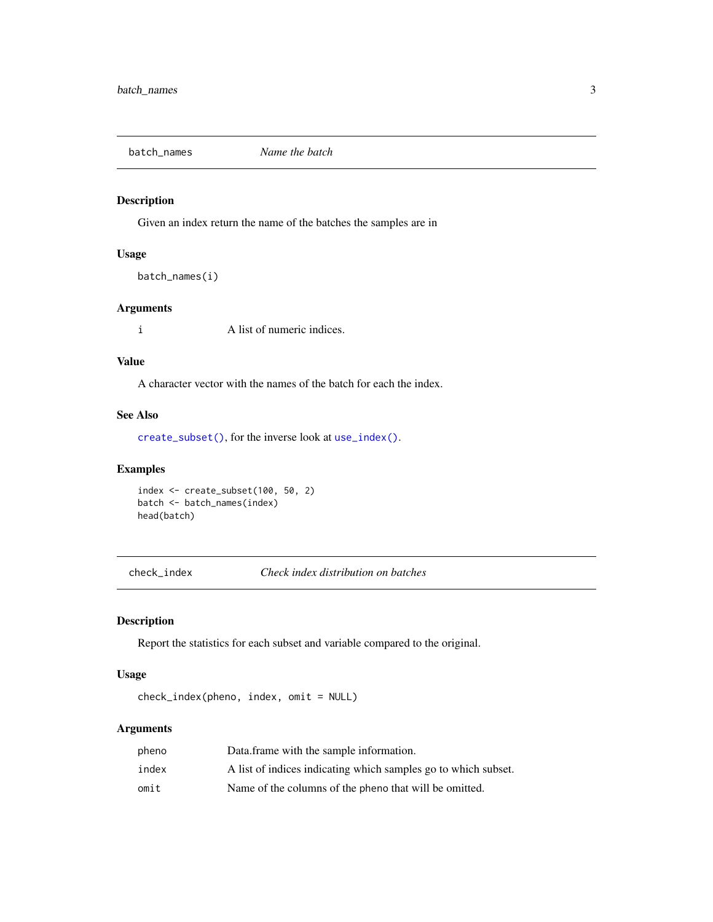## batch_names *Name the batch*

### Description

Given an index return the name of the batches the samples are in

### Usage

```
batch_names(i)
```

### Arguments

| | |
|---|---|
| i | A list of numeric indices. |

### Value

A character vector with the names of the batch for each the index.

### See Also

create_subset(), for the inverse look at use_index().

### Examples

```
index <- create_subset(100, 50, 2)
batch <- batch_names(index)
head(batch)
```

## check_index *Check index distribution on batches*

### Description

Report the statistics for each subset and variable compared to the original.

### Usage

```
check_index(pheno, index, omit = NULL)
```

### Arguments

| | |
|---|---|
| pheno | Data.frame with the sample information. |
| index | A list of indices indicating which samples go to which subset. |
| omit | Name of the columns of the pheno that will be omitted. |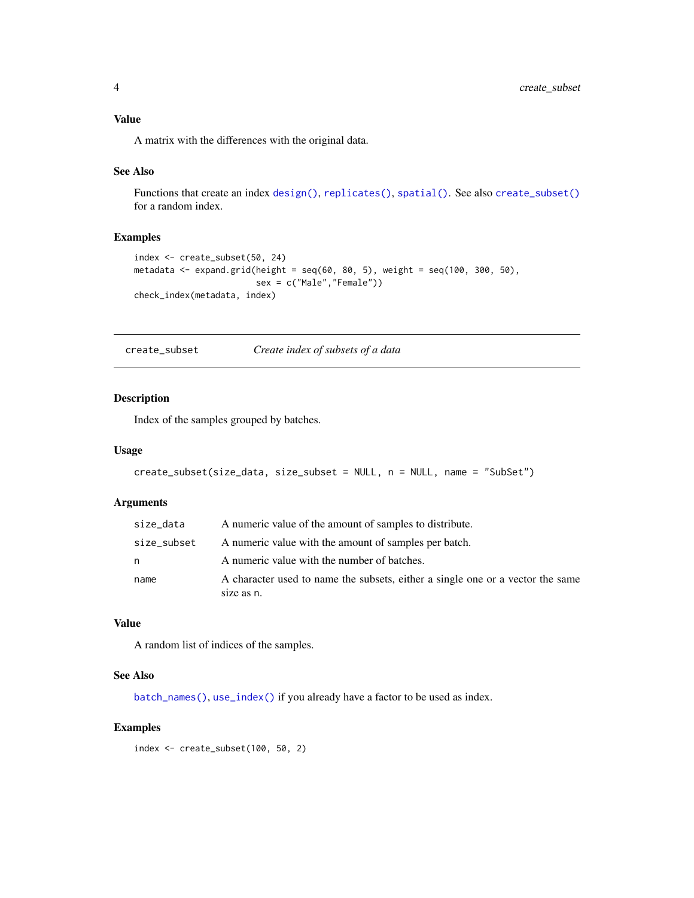### Value

A matrix with the differences with the original data.

### See Also

Functions that create an index `design()`, `replicates()`, `spatial()`. See also `create_subset()` for a random index.

### Examples

```
index <- create_subset(50, 24)
metadata <- expand.grid(height = seq(60, 80, 5), weight = seq(100, 300, 50),
                        sex = c("Male","Female"))
check_index(metadata, index)
```

---

## create_subset &nbsp;&nbsp;&nbsp;&nbsp; *Create index of subsets of a data*

---

### Description

Index of the samples grouped by batches.

### Usage

```
create_subset(size_data, size_subset = NULL, n = NULL, name = "SubSet")
```

### Arguments

| | |
|---|---|
| `size_data` | A numeric value of the amount of samples to distribute. |
| `size_subset` | A numeric value with the amount of samples per batch. |
| `n` | A numeric value with the number of batches. |
| `name` | A character used to name the subsets, either a single one or a vector the same size as `n`. |

### Value

A random list of indices of the samples.

### See Also

`batch_names()`, `use_index()` if you already have a factor to be used as index.

### Examples

```
index <- create_subset(100, 50, 2)
```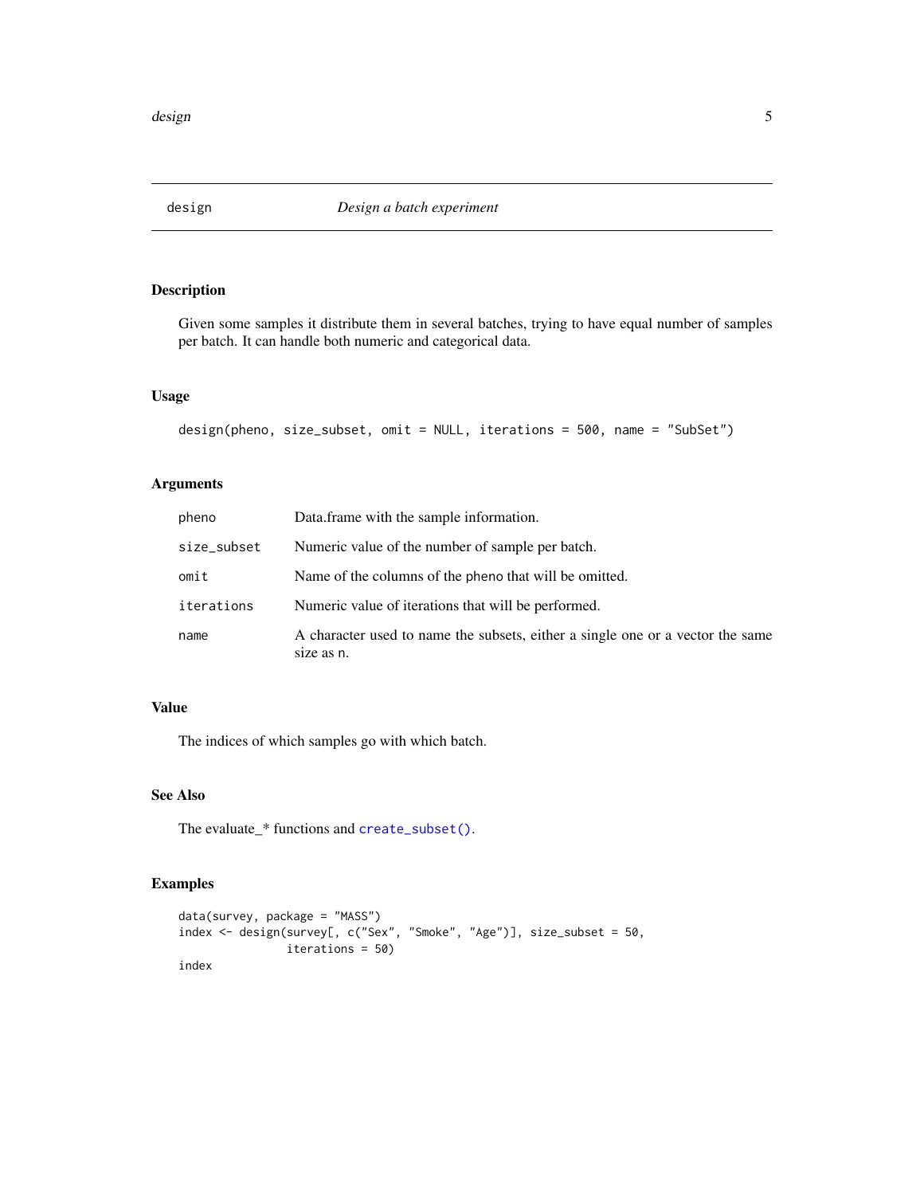# design — *Design a batch experiment*

## Description

Given some samples it distribute them in several batches, trying to have equal number of samples per batch. It can handle both numeric and categorical data.

## Usage

```
design(pheno, size_subset, omit = NULL, iterations = 500, name = "SubSet")
```

## Arguments

| | |
|---|---|
| `pheno` | Data.frame with the sample information. |
| `size_subset` | Numeric value of the number of sample per batch. |
| `omit` | Name of the columns of the pheno that will be omitted. |
| `iterations` | Numeric value of iterations that will be performed. |
| `name` | A character used to name the subsets, either a single one or a vector the same size as `n`. |

## Value

The indices of which samples go with which batch.

## See Also

The evaluate_* functions and `create_subset()`.

## Examples

```
data(survey, package = "MASS")
index <- design(survey[, c("Sex", "Smoke", "Age")], size_subset = 50,
                iterations = 50)
index
```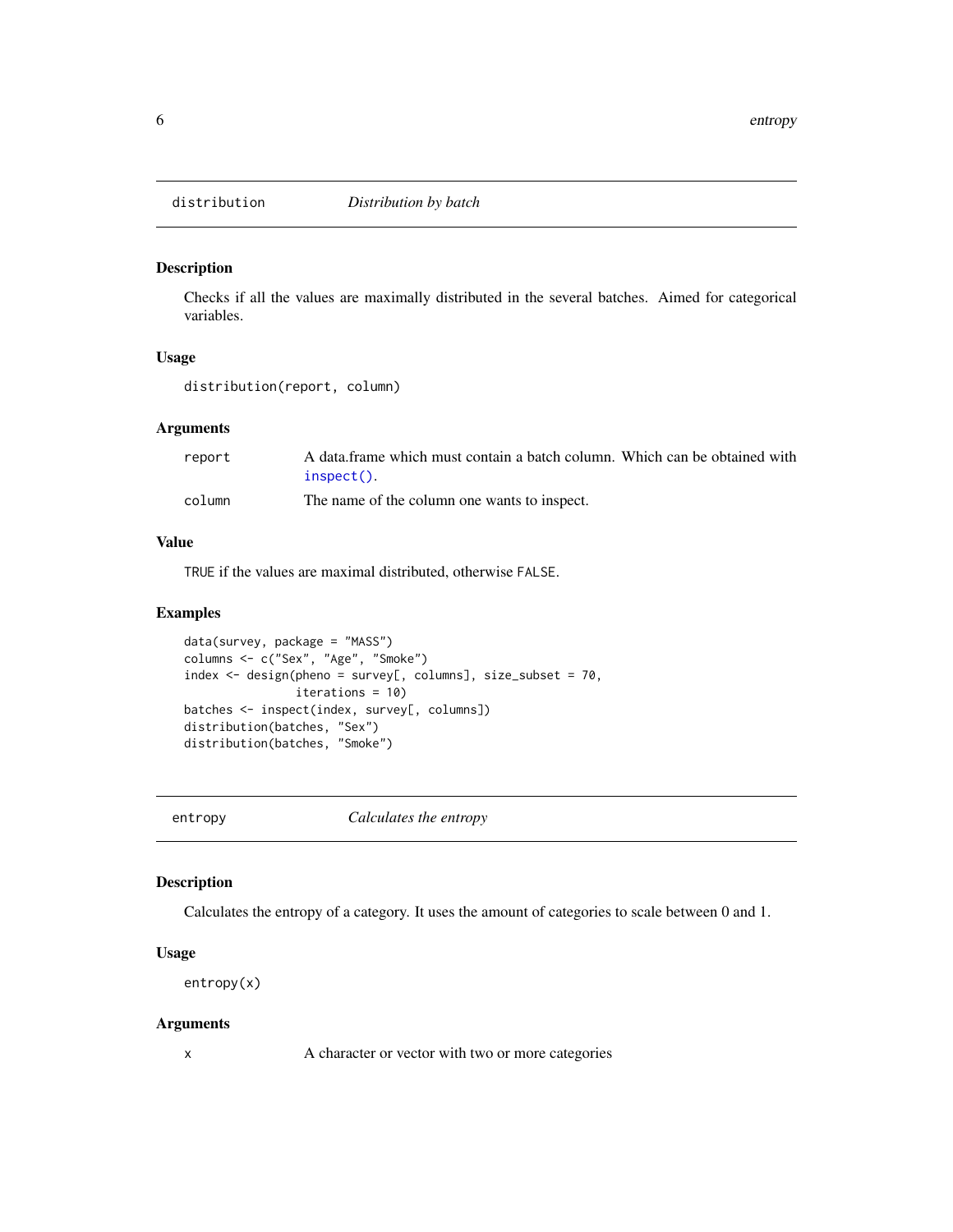## distribution — *Distribution by batch*

### Description

Checks if all the values are maximally distributed in the several batches. Aimed for categorical variables.

### Usage

```
distribution(report, column)
```

### Arguments

| | |
|---|---|
| `report` | A data.frame which must contain a batch column. Which can be obtained with `inspect()`. |
| `column` | The name of the column one wants to inspect. |

### Value

`TRUE` if the values are maximal distributed, otherwise `FALSE`.

### Examples

```
data(survey, package = "MASS")
columns <- c("Sex", "Age", "Smoke")
index <- design(pheno = survey[, columns], size_subset = 70,
                iterations = 10)
batches <- inspect(index, survey[, columns])
distribution(batches, "Sex")
distribution(batches, "Smoke")
```

## entropy — *Calculates the entropy*

### Description

Calculates the entropy of a category. It uses the amount of categories to scale between 0 and 1.

### Usage

```
entropy(x)
```

### Arguments

| | |
|---|---|
| `x` | A character or vector with two or more categories |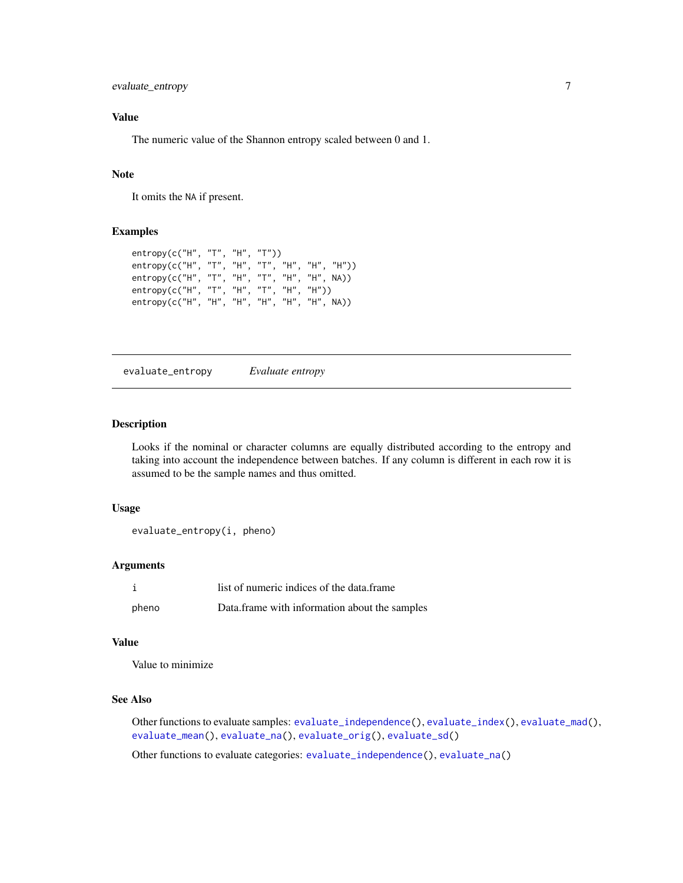### Value

The numeric value of the Shannon entropy scaled between 0 and 1.

### Note

It omits the NA if present.

### Examples

```
entropy(c("H", "T", "H", "T"))
entropy(c("H", "T", "H", "T", "H", "H", "H"))
entropy(c("H", "T", "H", "T", "H", "H", NA))
entropy(c("H", "T", "H", "T", "H", "H"))
entropy(c("H", "H", "H", "H", "H", "H", NA))
```

---

## evaluate_entropy *Evaluate entropy*

### Description

Looks if the nominal or character columns are equally distributed according to the entropy and taking into account the independence between batches. If any column is different in each row it is assumed to be the sample names and thus omitted.

### Usage

```
evaluate_entropy(i, pheno)
```

### Arguments

| | |
|---|---|
| i | list of numeric indices of the data.frame |
| pheno | Data.frame with information about the samples |

### Value

Value to minimize

### See Also

Other functions to evaluate samples: `evaluate_independence()`, `evaluate_index()`, `evaluate_mad()`, `evaluate_mean()`, `evaluate_na()`, `evaluate_orig()`, `evaluate_sd()`

Other functions to evaluate categories: `evaluate_independence()`, `evaluate_na()`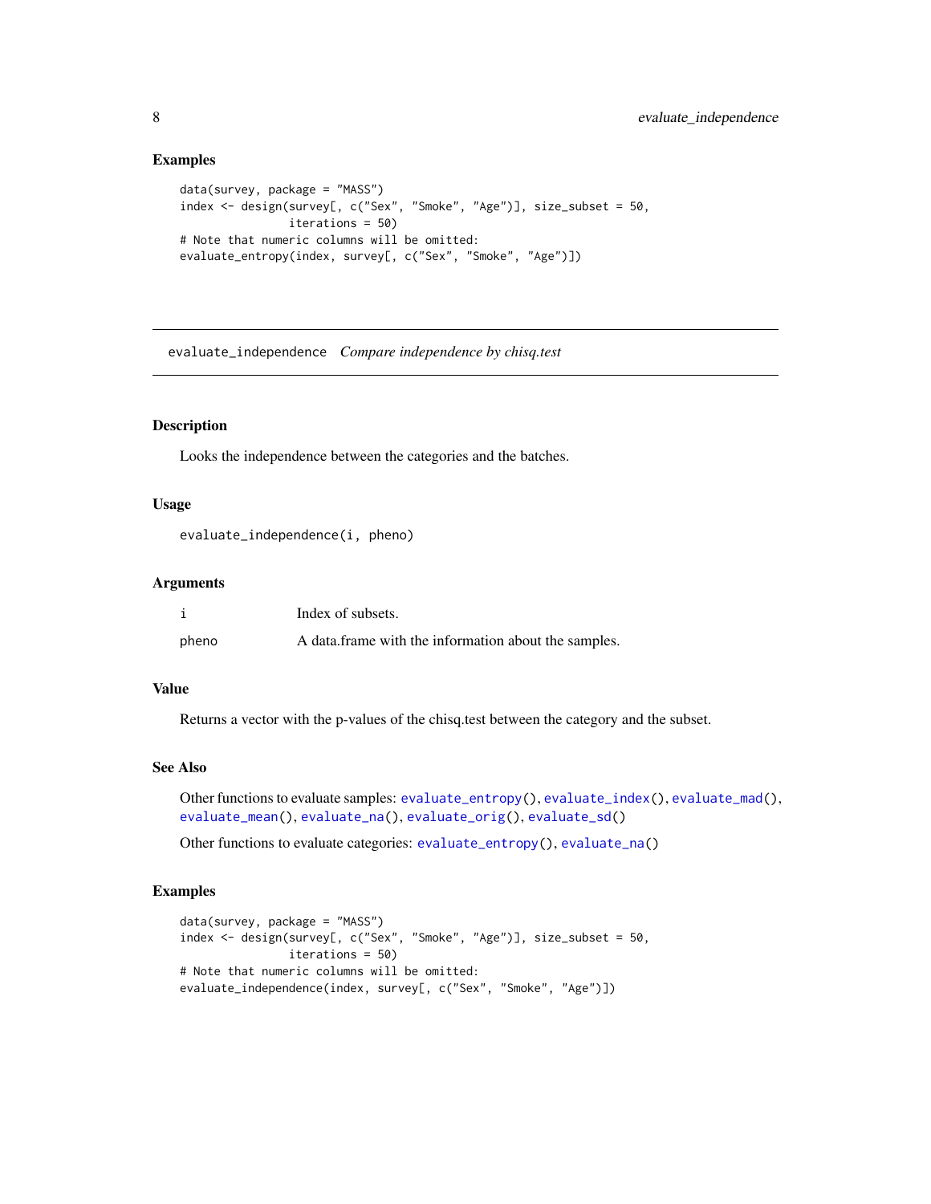### Examples

```
data(survey, package = "MASS")
index <- design(survey[, c("Sex", "Smoke", "Age")], size_subset = 50,
                iterations = 50)
# Note that numeric columns will be omitted:
evaluate_entropy(index, survey[, c("Sex", "Smoke", "Age")])
```

---

## evaluate_independence *Compare independence by chisq.test*

---

### Description

Looks the independence between the categories and the batches.

### Usage

```
evaluate_independence(i, pheno)
```

### Arguments

| | |
|---|---|
| i | Index of subsets. |
| pheno | A data.frame with the information about the samples. |

### Value

Returns a vector with the p-values of the chisq.test between the category and the subset.

### See Also

Other functions to evaluate samples: evaluate_entropy(), evaluate_index(), evaluate_mad(), evaluate_mean(), evaluate_na(), evaluate_orig(), evaluate_sd()

Other functions to evaluate categories: evaluate_entropy(), evaluate_na()

### Examples

```
data(survey, package = "MASS")
index <- design(survey[, c("Sex", "Smoke", "Age")], size_subset = 50,
                iterations = 50)
# Note that numeric columns will be omitted:
evaluate_independence(index, survey[, c("Sex", "Smoke", "Age")])
```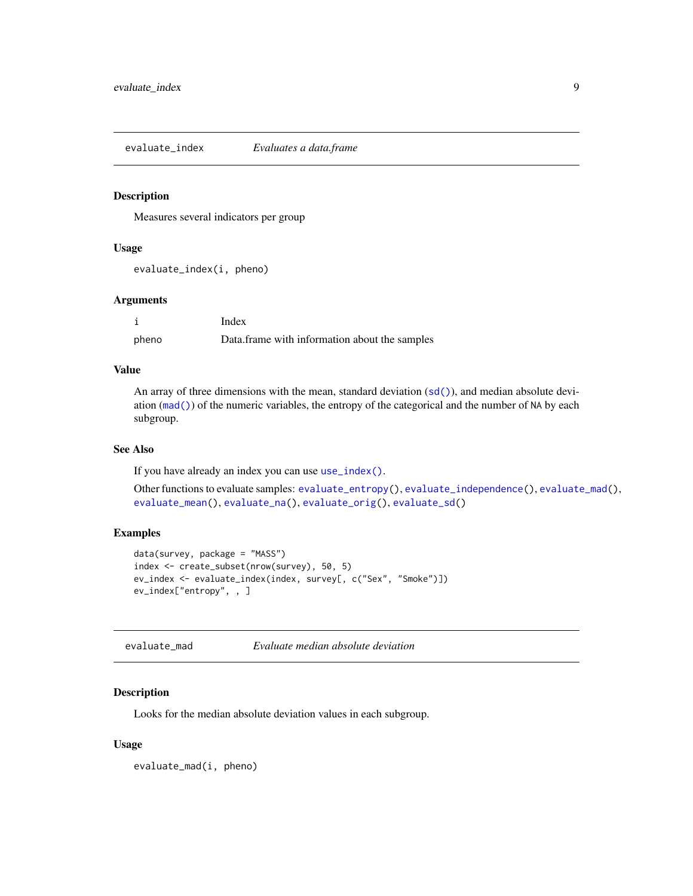## evaluate_index — *Evaluates a data.frame*

### Description

Measures several indicators per group

### Usage

```
evaluate_index(i, pheno)
```

### Arguments

| | |
|---|---|
| i | Index |
| pheno | Data.frame with information about the samples |

### Value

An array of three dimensions with the mean, standard deviation (sd()), and median absolute deviation (mad()) of the numeric variables, the entropy of the categorical and the number of NA by each subgroup.

### See Also

If you have already an index you can use use_index().

Other functions to evaluate samples: evaluate_entropy(), evaluate_independence(), evaluate_mad(), evaluate_mean(), evaluate_na(), evaluate_orig(), evaluate_sd()

### Examples

```
data(survey, package = "MASS")
index <- create_subset(nrow(survey), 50, 5)
ev_index <- evaluate_index(index, survey[, c("Sex", "Smoke")])
ev_index["entropy", , ]
```

## evaluate_mad — *Evaluate median absolute deviation*

### Description

Looks for the median absolute deviation values in each subgroup.

### Usage

```
evaluate_mad(i, pheno)
```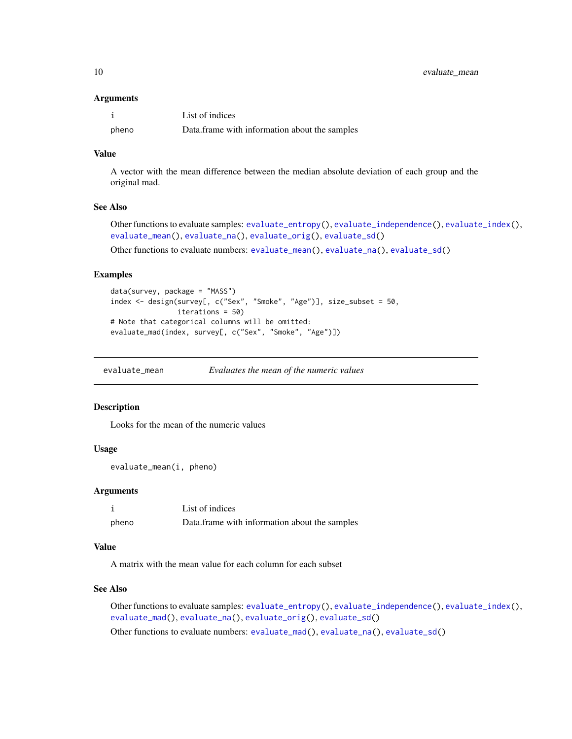### Arguments

| | |
|---|---|
| i | List of indices |
| pheno | Data.frame with information about the samples |

### Value

A vector with the mean difference between the median absolute deviation of each group and the original mad.

### See Also

Other functions to evaluate samples: `evaluate_entropy()`, `evaluate_independence()`, `evaluate_index()`, `evaluate_mean()`, `evaluate_na()`, `evaluate_orig()`, `evaluate_sd()`

Other functions to evaluate numbers: `evaluate_mean()`, `evaluate_na()`, `evaluate_sd()`

### Examples

```
data(survey, package = "MASS")
index <- design(survey[, c("Sex", "Smoke", "Age")], size_subset = 50,
                iterations = 50)
# Note that categorical columns will be omitted:
evaluate_mad(index, survey[, c("Sex", "Smoke", "Age")])
```

---

## evaluate_mean    *Evaluates the mean of the numeric values*

---

### Description

Looks for the mean of the numeric values

### Usage

```
evaluate_mean(i, pheno)
```

### Arguments

| | |
|---|---|
| i | List of indices |
| pheno | Data.frame with information about the samples |

### Value

A matrix with the mean value for each column for each subset

### See Also

Other functions to evaluate samples: `evaluate_entropy()`, `evaluate_independence()`, `evaluate_index()`, `evaluate_mad()`, `evaluate_na()`, `evaluate_orig()`, `evaluate_sd()`

Other functions to evaluate numbers: `evaluate_mad()`, `evaluate_na()`, `evaluate_sd()`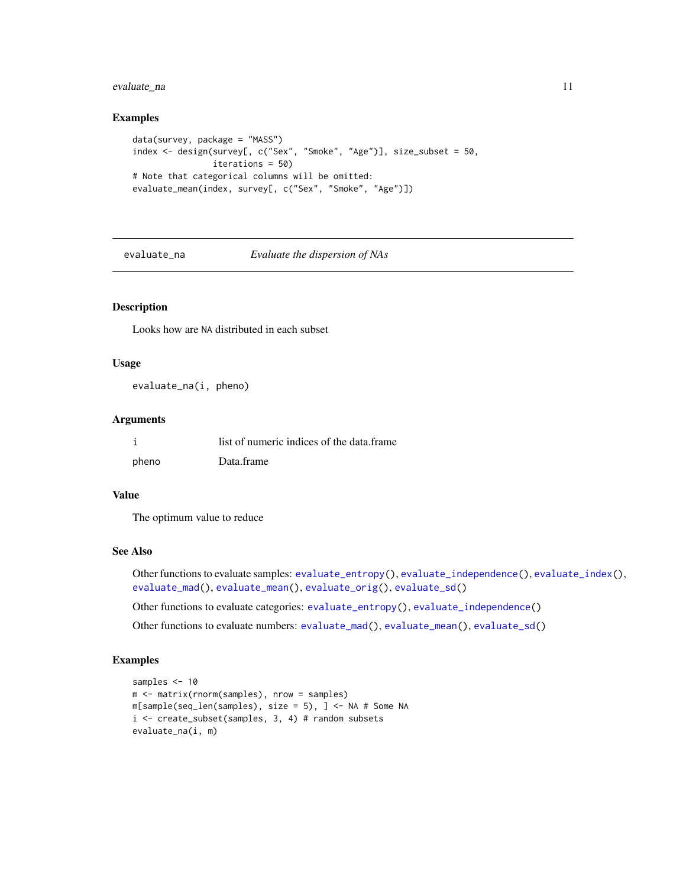## Examples

```
data(survey, package = "MASS")
index <- design(survey[, c("Sex", "Smoke", "Age")], size_subset = 50,
                iterations = 50)
# Note that categorical columns will be omitted:
evaluate_mean(index, survey[, c("Sex", "Smoke", "Age")])
```

---

# evaluate_na — *Evaluate the dispersion of NAs*

---

## Description

Looks how are NA distributed in each subset

## Usage

```
evaluate_na(i, pheno)
```

## Arguments

| | |
|---|---|
| i | list of numeric indices of the data.frame |
| pheno | Data.frame |

## Value

The optimum value to reduce

## See Also

Other functions to evaluate samples: evaluate_entropy(), evaluate_independence(), evaluate_index(), evaluate_mad(), evaluate_mean(), evaluate_orig(), evaluate_sd()

Other functions to evaluate categories: evaluate_entropy(), evaluate_independence()

Other functions to evaluate numbers: evaluate_mad(), evaluate_mean(), evaluate_sd()

## Examples

```
samples <- 10
m <- matrix(rnorm(samples), nrow = samples)
m[sample(seq_len(samples), size = 5), ] <- NA # Some NA
i <- create_subset(samples, 3, 4) # random subsets
evaluate_na(i, m)
```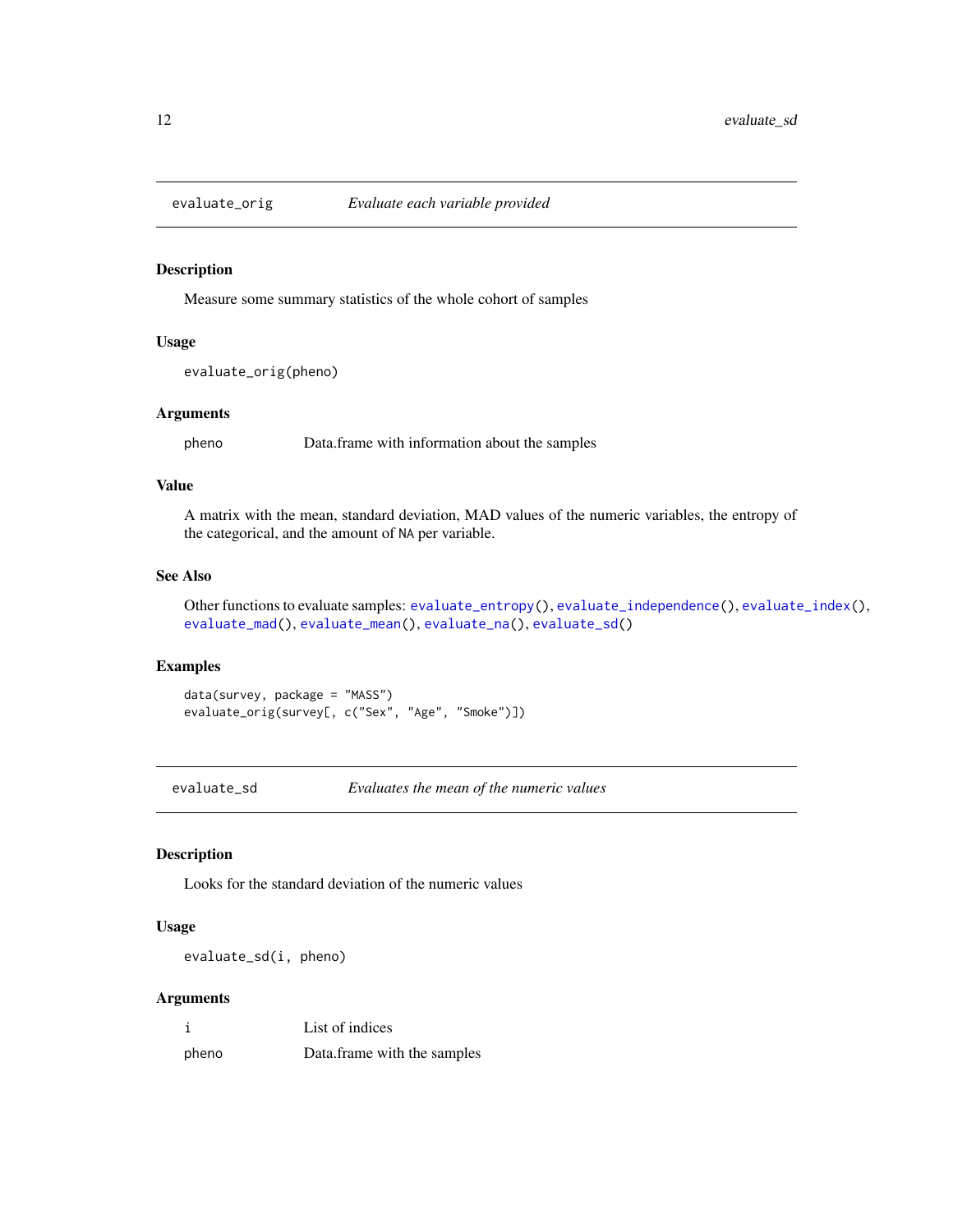## evaluate_orig *Evaluate each variable provided*

### Description

Measure some summary statistics of the whole cohort of samples

### Usage

```
evaluate_orig(pheno)
```

### Arguments

| | |
|---|---|
| pheno | Data.frame with information about the samples |

### Value

A matrix with the mean, standard deviation, MAD values of the numeric variables, the entropy of the categorical, and the amount of `NA` per variable.

### See Also

Other functions to evaluate samples: `evaluate_entropy()`, `evaluate_independence()`, `evaluate_index()`, `evaluate_mad()`, `evaluate_mean()`, `evaluate_na()`, `evaluate_sd()`

### Examples

```
data(survey, package = "MASS")
evaluate_orig(survey[, c("Sex", "Age", "Smoke")])
```

## evaluate_sd *Evaluates the mean of the numeric values*

### Description

Looks for the standard deviation of the numeric values

### Usage

```
evaluate_sd(i, pheno)
```

### Arguments

| | |
|---|---|
| i | List of indices |
| pheno | Data.frame with the samples |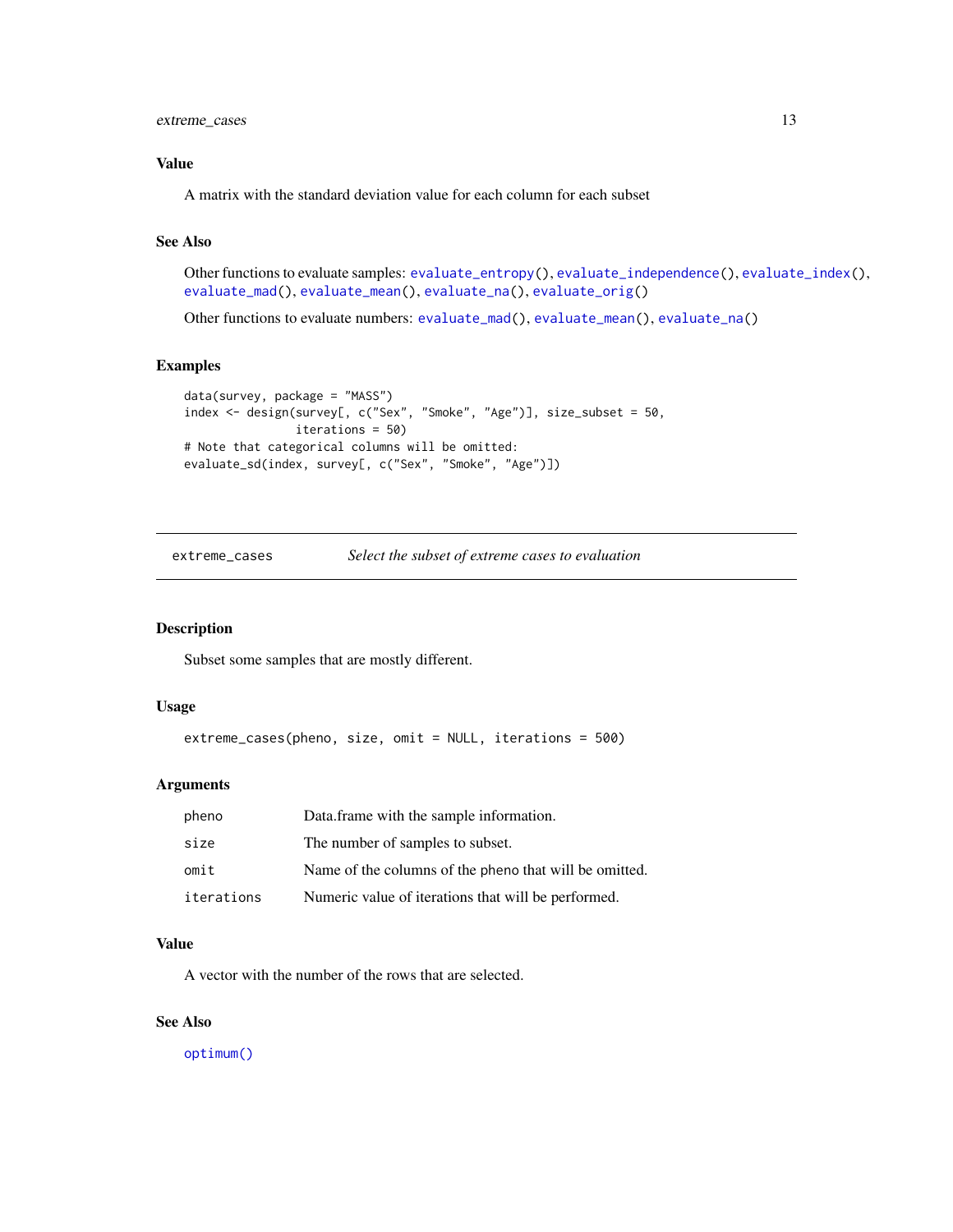### Value

A matrix with the standard deviation value for each column for each subset

### See Also

Other functions to evaluate samples: evaluate_entropy(), evaluate_independence(), evaluate_index(), evaluate_mad(), evaluate_mean(), evaluate_na(), evaluate_orig()

Other functions to evaluate numbers: evaluate_mad(), evaluate_mean(), evaluate_na()

### Examples

```
data(survey, package = "MASS")
index <- design(survey[, c("Sex", "Smoke", "Age")], size_subset = 50,
                iterations = 50)
# Note that categorical columns will be omitted:
evaluate_sd(index, survey[, c("Sex", "Smoke", "Age")])
```

---

## extreme_cases *Select the subset of extreme cases to evaluation*

### Description

Subset some samples that are mostly different.

### Usage

```
extreme_cases(pheno, size, omit = NULL, iterations = 500)
```

### Arguments

| | |
|---|---|
| pheno | Data.frame with the sample information. |
| size | The number of samples to subset. |
| omit | Name of the columns of the pheno that will be omitted. |
| iterations | Numeric value of iterations that will be performed. |

### Value

A vector with the number of the rows that are selected.

### See Also

optimum()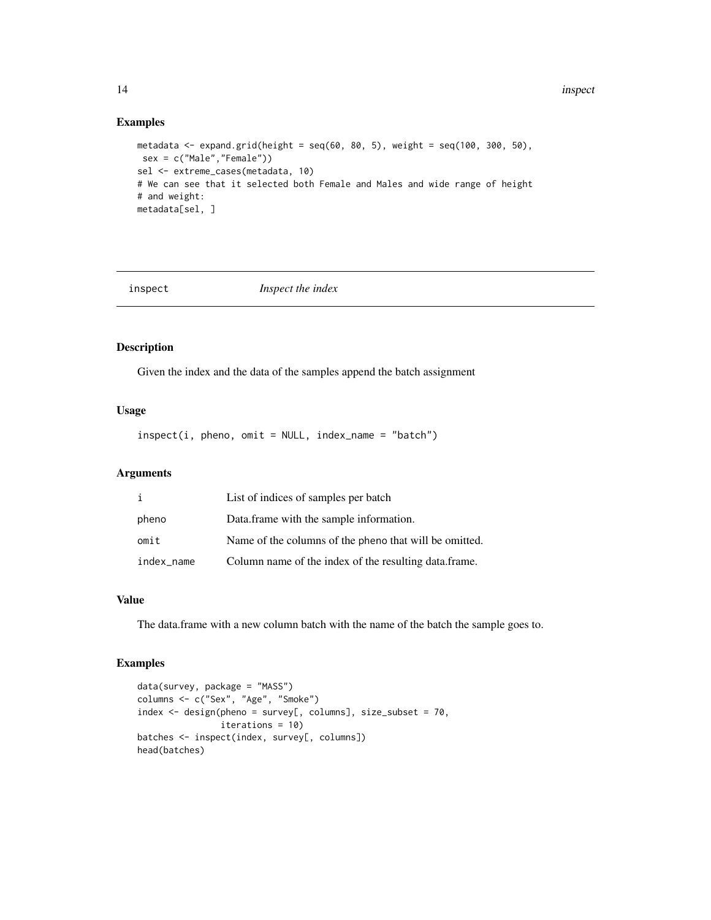## Examples

```
metadata <- expand.grid(height = seq(60, 80, 5), weight = seq(100, 300, 50),
 sex = c("Male","Female"))
sel <- extreme_cases(metadata, 10)
# We can see that it selected both Female and Males and wide range of height
# and weight:
metadata[sel, ]
```

---

# inspect *Inspect the index*

---

## Description

Given the index and the data of the samples append the batch assignment

## Usage

```
inspect(i, pheno, omit = NULL, index_name = "batch")
```

## Arguments

| | |
|---|---|
| i | List of indices of samples per batch |
| pheno | Data.frame with the sample information. |
| omit | Name of the columns of the pheno that will be omitted. |
| index_name | Column name of the index of the resulting data.frame. |

## Value

The data.frame with a new column batch with the name of the batch the sample goes to.

## Examples

```
data(survey, package = "MASS")
columns <- c("Sex", "Age", "Smoke")
index <- design(pheno = survey[, columns], size_subset = 70,
                iterations = 10)
batches <- inspect(index, survey[, columns])
head(batches)
```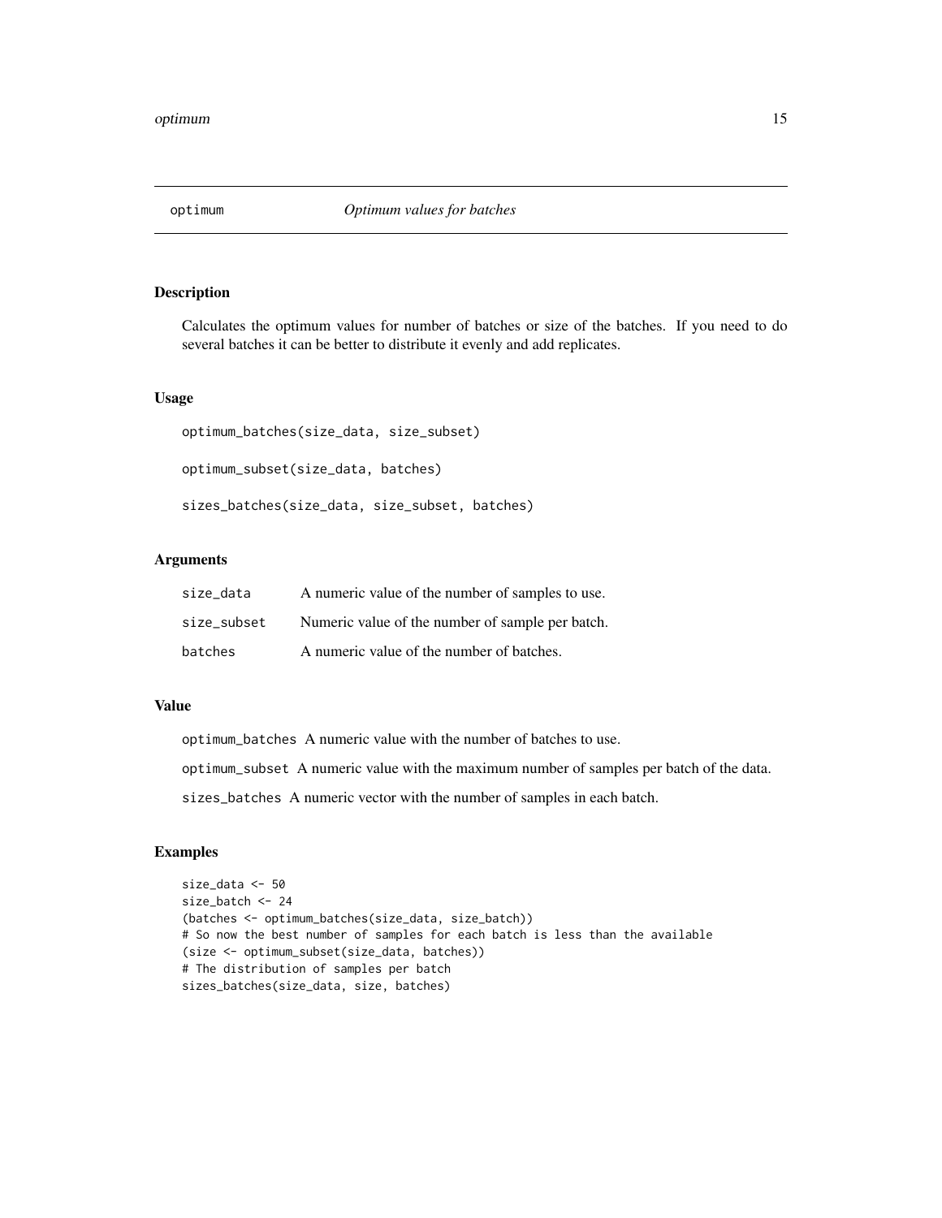## optimum *Optimum values for batches*

### Description

Calculates the optimum values for number of batches or size of the batches. If you need to do several batches it can be better to distribute it evenly and add replicates.

### Usage

```
optimum_batches(size_data, size_subset)

optimum_subset(size_data, batches)

sizes_batches(size_data, size_subset, batches)
```

### Arguments

| | |
|---|---|
| size_data | A numeric value of the number of samples to use. |
| size_subset | Numeric value of the number of sample per batch. |
| batches | A numeric value of the number of batches. |

### Value

optimum_batches A numeric value with the number of batches to use.

optimum_subset A numeric value with the maximum number of samples per batch of the data.

sizes_batches A numeric vector with the number of samples in each batch.

### Examples

```
size_data <- 50
size_batch <- 24
(batches <- optimum_batches(size_data, size_batch))
# So now the best number of samples for each batch is less than the available
(size <- optimum_subset(size_data, batches))
# The distribution of samples per batch
sizes_batches(size_data, size, batches)
```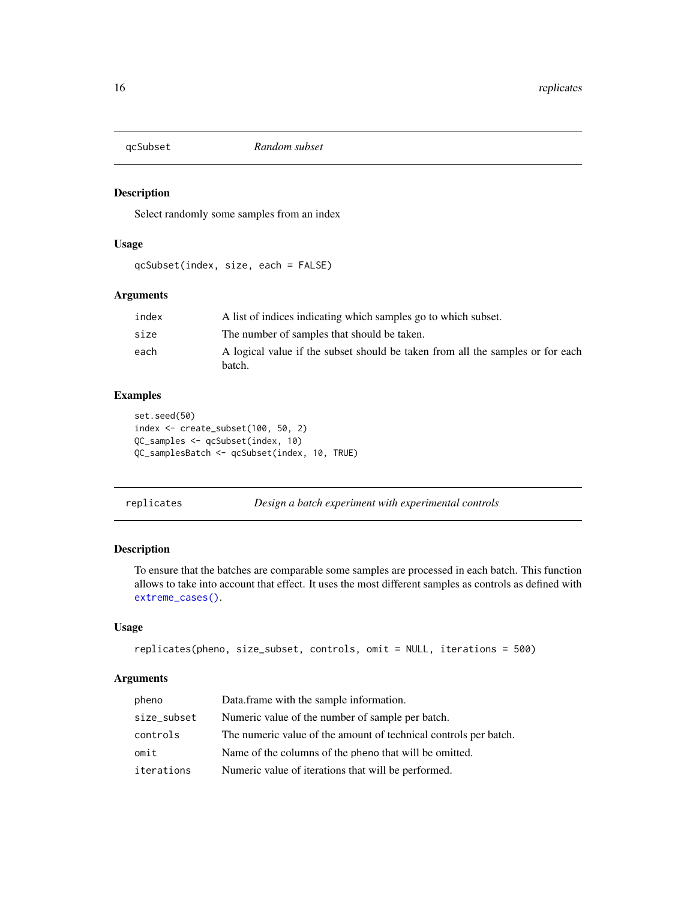## qcSubset — *Random subset*

### Description

Select randomly some samples from an index

### Usage

```
qcSubset(index, size, each = FALSE)
```

### Arguments

| | |
|---|---|
| index | A list of indices indicating which samples go to which subset. |
| size | The number of samples that should be taken. |
| each | A logical value if the subset should be taken from all the samples or for each batch. |

### Examples

```
set.seed(50)
index <- create_subset(100, 50, 2)
QC_samples <- qcSubset(index, 10)
QC_samplesBatch <- qcSubset(index, 10, TRUE)
```

## replicates — *Design a batch experiment with experimental controls*

### Description

To ensure that the batches are comparable some samples are processed in each batch. This function allows to take into account that effect. It uses the most different samples as controls as defined with `extreme_cases()`.

### Usage

```
replicates(pheno, size_subset, controls, omit = NULL, iterations = 500)
```

### Arguments

| | |
|---|---|
| pheno | Data.frame with the sample information. |
| size_subset | Numeric value of the number of sample per batch. |
| controls | The numeric value of the amount of technical controls per batch. |
| omit | Name of the columns of the pheno that will be omitted. |
| iterations | Numeric value of iterations that will be performed. |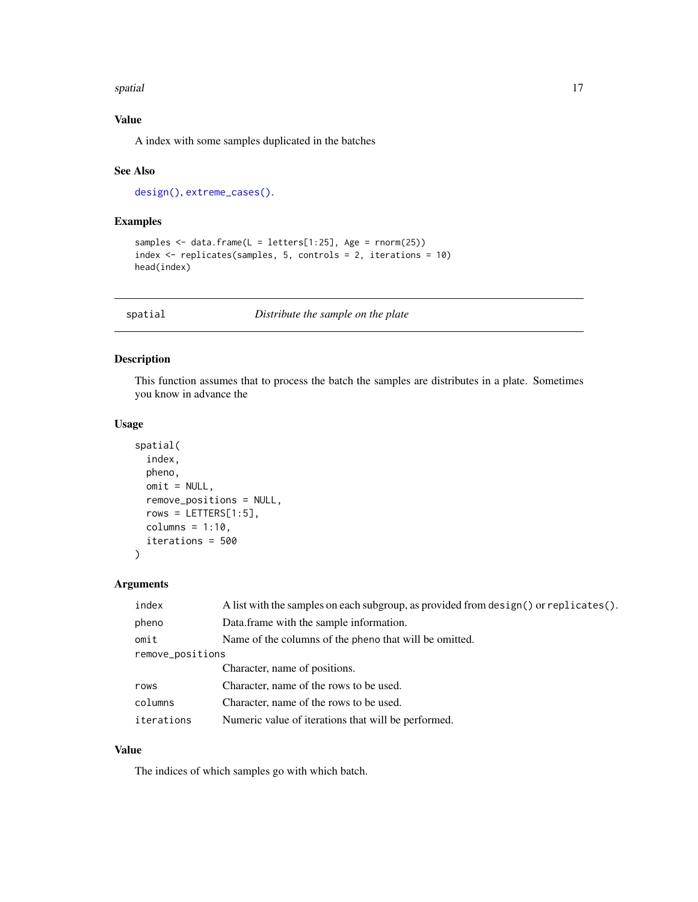### Value

A index with some samples duplicated in the batches

### See Also

design(), extreme_cases().

### Examples

```
samples <- data.frame(L = letters[1:25], Age = rnorm(25))
index <- replicates(samples, 5, controls = 2, iterations = 10)
head(index)
```

---

## spatial — *Distribute the sample on the plate*

---

### Description

This function assumes that to process the batch the samples are distributes in a plate. Sometimes you know in advance the

### Usage

```
spatial(
  index,
  pheno,
  omit = NULL,
  remove_positions = NULL,
  rows = LETTERS[1:5],
  columns = 1:10,
  iterations = 500
)
```

### Arguments

| Argument | Description |
|---|---|
| index | A list with the samples on each subgroup, as provided from design() or replicates(). |
| pheno | Data.frame with the sample information. |
| omit | Name of the columns of the pheno that will be omitted. |
| remove_positions | Character, name of positions. |
| rows | Character, name of the rows to be used. |
| columns | Character, name of the rows to be used. |
| iterations | Numeric value of iterations that will be performed. |

### Value

The indices of which samples go with which batch.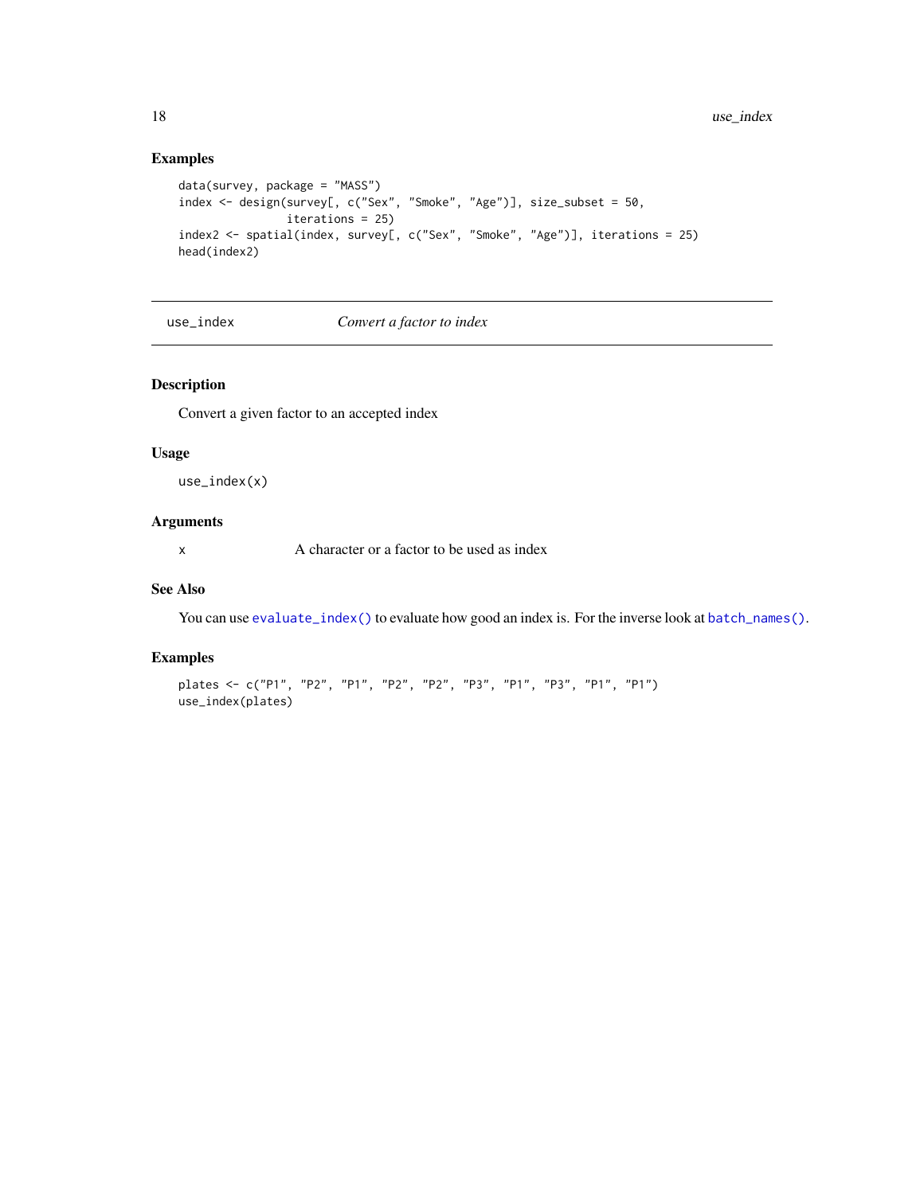## Examples

```
data(survey, package = "MASS")
index <- design(survey[, c("Sex", "Smoke", "Age")], size_subset = 50,
                iterations = 25)
index2 <- spatial(index, survey[, c("Sex", "Smoke", "Age")], iterations = 25)
head(index2)
```

---

# use_index *Convert a factor to index*

---

## Description

Convert a given factor to an accepted index

## Usage

```
use_index(x)
```

## Arguments

| | |
|---|---|
| x | A character or a factor to be used as index |

## See Also

You can use `evaluate_index()` to evaluate how good an index is. For the inverse look at `batch_names()`.

## Examples

```
plates <- c("P1", "P2", "P1", "P2", "P2", "P3", "P1", "P3", "P1", "P1")
use_index(plates)
```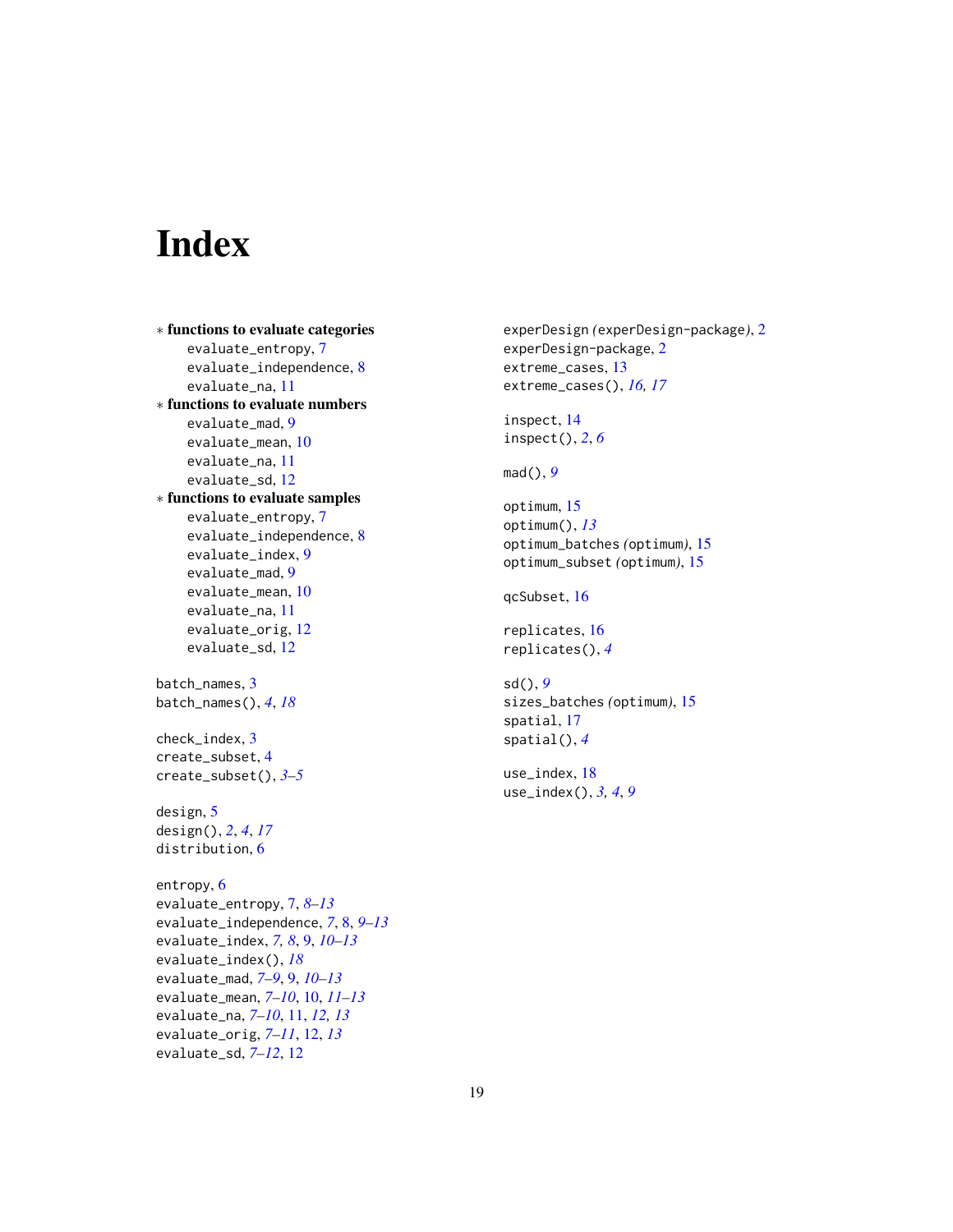# Index

∗ **functions to evaluate categories**
- evaluate_entropy, 7
- evaluate_independence, 8
- evaluate_na, 11

∗ **functions to evaluate numbers**
- evaluate_mad, 9
- evaluate_mean, 10
- evaluate_na, 11
- evaluate_sd, 12

∗ **functions to evaluate samples**
- evaluate_entropy, 7
- evaluate_independence, 8
- evaluate_index, 9
- evaluate_mad, 9
- evaluate_mean, 10
- evaluate_na, 11
- evaluate_orig, 12
- evaluate_sd, 12

batch_names, 3
batch_names(), *4*, *18*

check_index, 3
create_subset, 4
create_subset(), *3–5*

design, 5
design(), *2*, *4*, *17*
distribution, 6

entropy, 6
evaluate_entropy, 7, *8–13*
evaluate_independence, *7*, 8, *9–13*
evaluate_index, *7, 8*, 9, *10–13*
evaluate_index(), *18*
evaluate_mad, *7–9*, 9, *10–13*
evaluate_mean, *7–10*, 10, *11–13*
evaluate_na, *7–10*, 11, *12, 13*
evaluate_orig, *7–11*, 12, *13*
evaluate_sd, *7–12*, 12

experDesign *(*experDesign-package*)*, 2
experDesign-package, 2
extreme_cases, 13
extreme_cases(), *16, 17*

inspect, 14
inspect(), *2*, *6*

mad(), *9*

optimum, 15
optimum(), *13*
optimum_batches *(*optimum*)*, 15
optimum_subset *(*optimum*)*, 15

qcSubset, 16

replicates, 16
replicates(), *4*

sd(), *9*
sizes_batches *(*optimum*)*, 15
spatial, 17
spatial(), *4*

use_index, 18
use_index(), *3, 4*, *9*